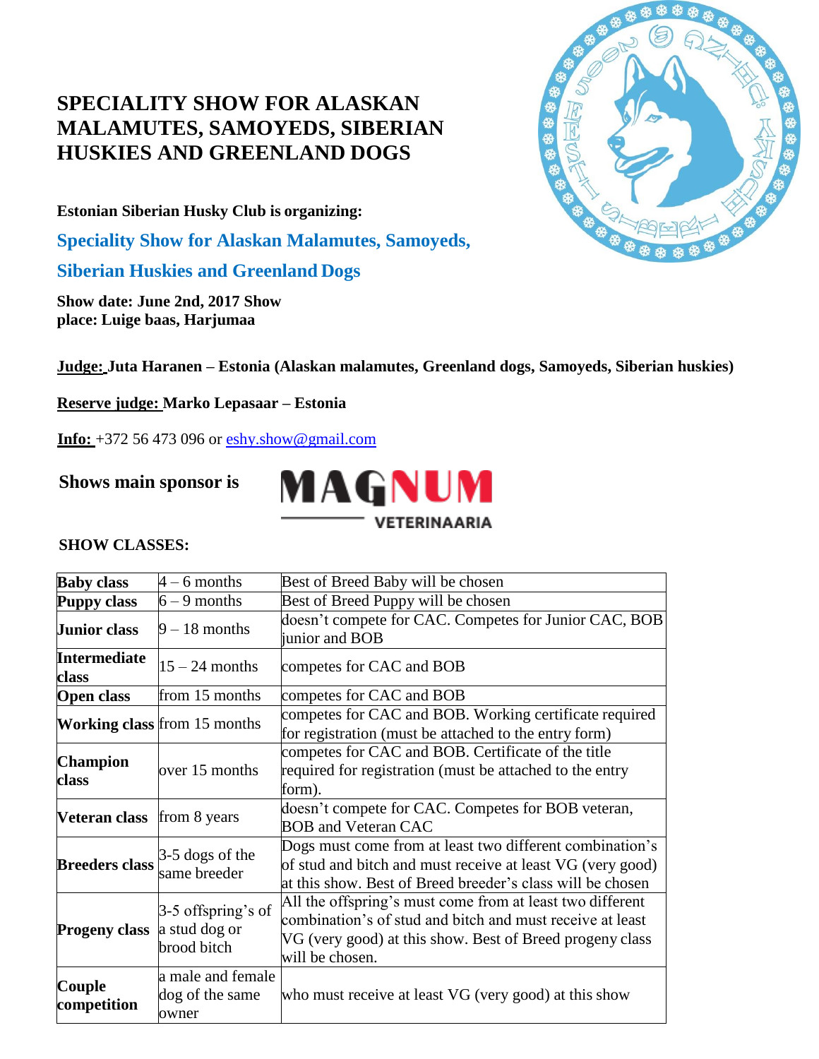# SPECIALITY SHOW FOR ALASKAN MALAMUTES, SAMOYEDS, SIBERIAN HUSKIES AND GREENLAND DOGS

**Estonian Siberian Husky Club is organizing:**

## Speciality Show for Alaskan Malamutes, Samoyeds, Siberian Huskies and Greenland Dogs

**Show date: June 2nd, 2017 Show place: Luige baas, Harjumaa**

**Judge: Juta Haranen – Estonia (Alaskan malamutes, Greenland dogs, Samoyeds, Siberian huskies)**

**Reserve judge: Marko Lepasaar – Estonia**

**Info:** +372 56 473 096 or eshy.show@gmail.com

**Shows main sponsor is** MAGNUM VETERINAARIA

**SHOW CLASSES:**

| | | |
|---|---|---|
| **Baby class** | 4 – 6 months | Best of Breed Baby will be chosen |
| **Puppy class** | 6 – 9 months | Best of Breed Puppy will be chosen |
| **Junior class** | 9 – 18 months | doesn't compete for CAC. Competes for Junior CAC, BOB junior and BOB |
| **Intermediate class** | 15 – 24 months | competes for CAC and BOB |
| **Open class** | from 15 months | competes for CAC and BOB |
| **Working class** | from 15 months | competes for CAC and BOB. Working certificate required for registration (must be attached to the entry form) |
| **Champion class** | over 15 months | competes for CAC and BOB. Certificate of the title required for registration (must be attached to the entry form). |
| **Veteran class** | from 8 years | doesn't compete for CAC. Competes for BOB veteran, BOB and Veteran CAC |
| **Breeders class** | 3-5 dogs of the same breeder | Dogs must come from at least two different combination's of stud and bitch and must receive at least VG (very good) at this show. Best of Breed breeder's class will be chosen |
| **Progeny class** | 3-5 offspring's of a stud dog or brood bitch | All the offspring's must come from at least two different combination's of stud and bitch and must receive at least VG (very good) at this show. Best of Breed progeny class will be chosen. |
| **Couple competition** | a male and female dog of the same owner | who must receive at least VG (very good) at this show |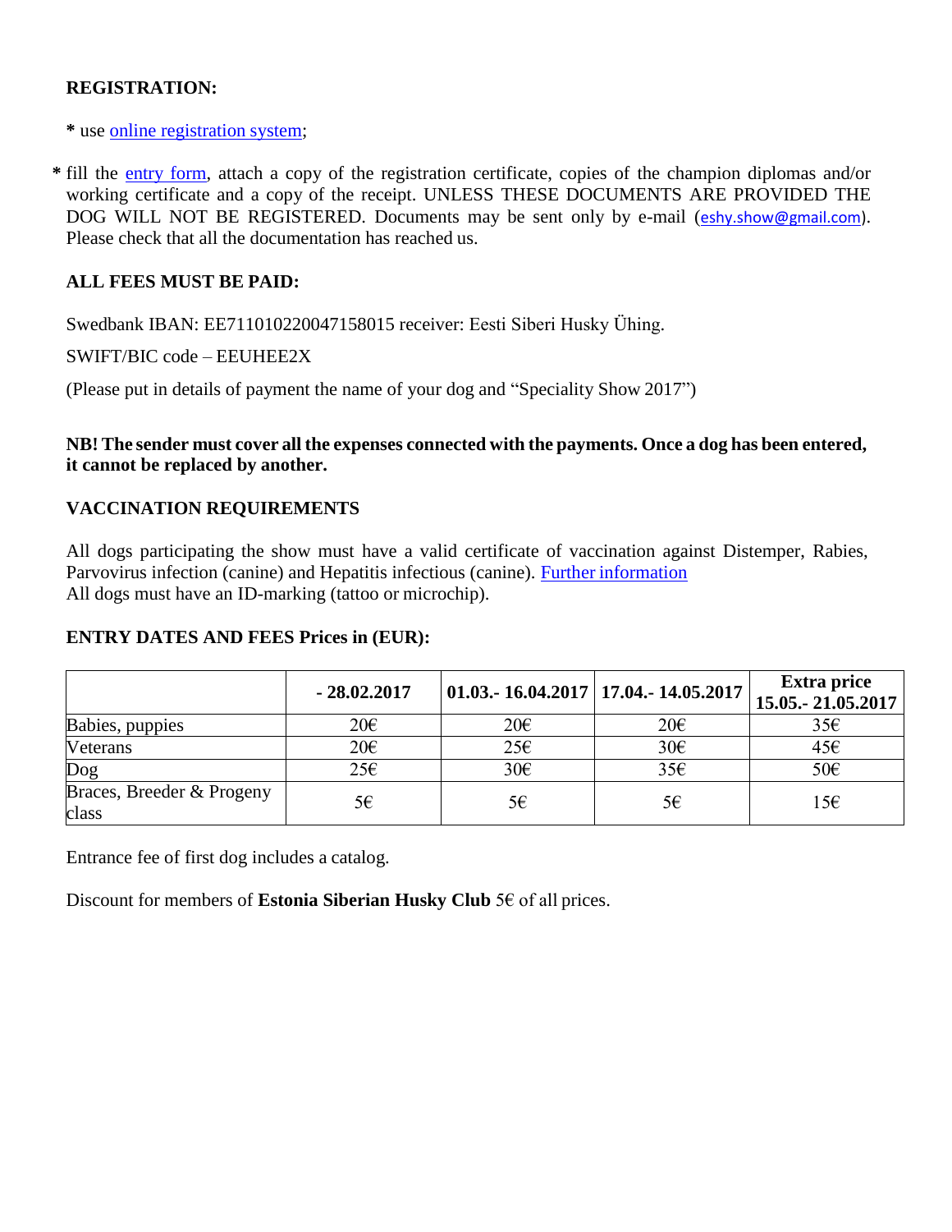**REGISTRATION:**

**\*** use online registration system;

**\*** fill the entry form, attach a copy of the registration certificate, copies of the champion diplomas and/or working certificate and a copy of the receipt. UNLESS THESE DOCUMENTS ARE PROVIDED THE DOG WILL NOT BE REGISTERED. Documents may be sent only by e-mail (eshy.show@gmail.com). Please check that all the documentation has reached us.

**ALL FEES MUST BE PAID:**

Swedbank IBAN: EE711010220047158015 receiver: Eesti Siberi Husky Ühing.

SWIFT/BIC code – EEUHEE2X

(Please put in details of payment the name of your dog and "Speciality Show 2017")

**NB! The sender must cover all the expenses connected with the payments. Once a dog has been entered, it cannot be replaced by another.**

**VACCINATION REQUIREMENTS**

All dogs participating the show must have a valid certificate of vaccination against Distemper, Rabies, Parvovirus infection (canine) and Hepatitis infectious (canine). Further information
All dogs must have an ID-marking (tattoo or microchip).

**ENTRY DATES AND FEES Prices in (EUR):**

| | **- 28.02.2017** | **01.03.- 16.04.2017** | **17.04.- 14.05.2017** | **Extra price 15.05.- 21.05.2017** |
|---|---|---|---|---|
| Babies, puppies | 20€ | 20€ | 20€ | 35€ |
| Veterans | 20€ | 25€ | 30€ | 45€ |
| Dog | 25€ | 30€ | 35€ | 50€ |
| Braces, Breeder & Progeny class | 5€ | 5€ | 5€ | 15€ |

Entrance fee of first dog includes a catalog.

Discount for members of **Estonia Siberian Husky Club** 5€ of all prices.